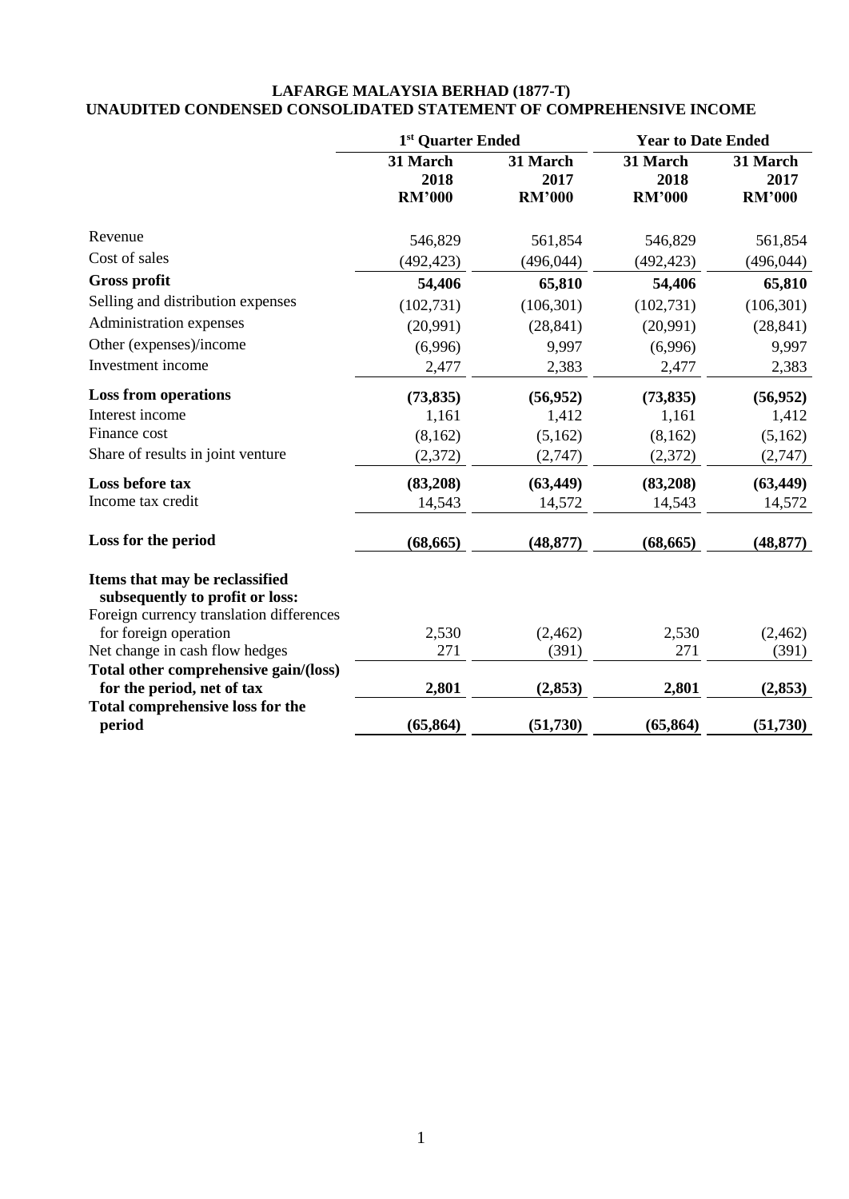# LAFARGE MALAYSIA BERHAD (1877-T)
## UNAUDITED CONDENSED CONSOLIDATED STATEMENT OF COMPREHENSIVE INCOME

| | 1st Quarter Ended | | Year to Date Ended | |
|---|---|---|---|---|
| | 31 March 2018 RM'000 | 31 March 2017 RM'000 | 31 March 2018 RM'000 | 31 March 2017 RM'000 |
| Revenue | 546,829 | 561,854 | 546,829 | 561,854 |
| Cost of sales | (492,423) | (496,044) | (492,423) | (496,044) |
| **Gross profit** | **54,406** | **65,810** | **54,406** | **65,810** |
| Selling and distribution expenses | (102,731) | (106,301) | (102,731) | (106,301) |
| Administration expenses | (20,991) | (28,841) | (20,991) | (28,841) |
| Other (expenses)/income | (6,996) | 9,997 | (6,996) | 9,997 |
| Investment income | 2,477 | 2,383 | 2,477 | 2,383 |
| **Loss from operations** | **(73,835)** | **(56,952)** | **(73,835)** | **(56,952)** |
| Interest income | 1,161 | 1,412 | 1,161 | 1,412 |
| Finance cost | (8,162) | (5,162) | (8,162) | (5,162) |
| Share of results in joint venture | (2,372) | (2,747) | (2,372) | (2,747) |
| **Loss before tax** | **(83,208)** | **(63,449)** | **(83,208)** | **(63,449)** |
| Income tax credit | 14,543 | 14,572 | 14,543 | 14,572 |
| **Loss for the period** | **(68,665)** | **(48,877)** | **(68,665)** | **(48,877)** |
| **Items that may be reclassified subsequently to profit or loss:** | | | | |
| Foreign currency translation differences for foreign operation | 2,530 | (2,462) | 2,530 | (2,462) |
| Net change in cash flow hedges | 271 | (391) | 271 | (391) |
| **Total other comprehensive gain/(loss) for the period, net of tax** | **2,801** | **(2,853)** | **2,801** | **(2,853)** |
| **Total comprehensive loss for the period** | **(65,864)** | **(51,730)** | **(65,864)** | **(51,730)** |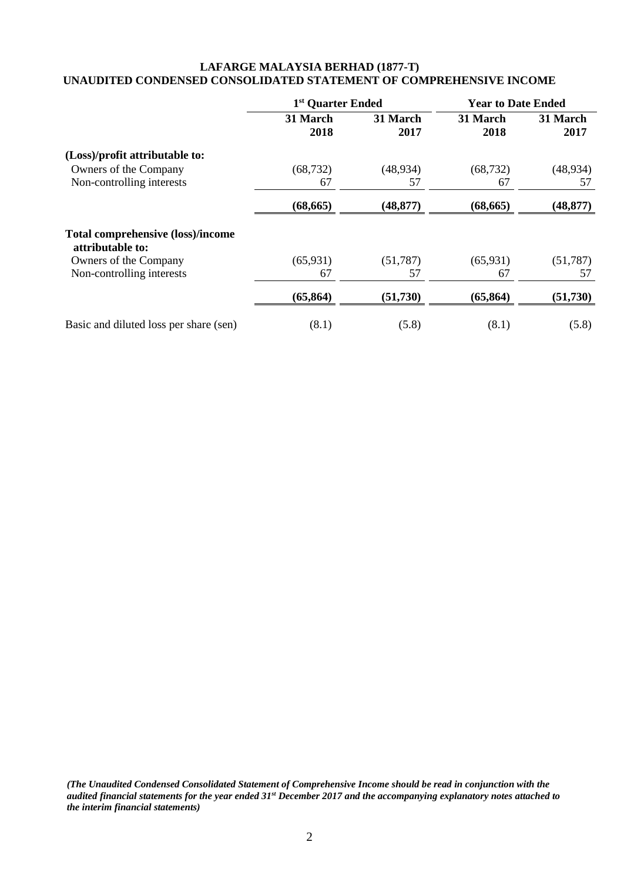**LAFARGE MALAYSIA BERHAD (1877-T)**
**UNAUDITED CONDENSED CONSOLIDATED STATEMENT OF COMPREHENSIVE INCOME**

| | 1st Quarter Ended | | Year to Date Ended | |
|---|---|---|---|---|
| | 31 March 2018 | 31 March 2017 | 31 March 2018 | 31 March 2017 |
| **(Loss)/profit attributable to:** | | | | |
| Owners of the Company | (68,732) | (48,934) | (68,732) | (48,934) |
| Non-controlling interests | 67 | 57 | 67 | 57 |
| | **(68,665)** | **(48,877)** | **(68,665)** | **(48,877)** |
| **Total comprehensive (loss)/income attributable to:** | | | | |
| Owners of the Company | (65,931) | (51,787) | (65,931) | (51,787) |
| Non-controlling interests | 67 | 57 | 67 | 57 |
| | **(65,864)** | **(51,730)** | **(65,864)** | **(51,730)** |
| Basic and diluted loss per share (sen) | (8.1) | (5.8) | (8.1) | (5.8) |

***(The Unaudited Condensed Consolidated Statement of Comprehensive Income should be read in conjunction with the audited financial statements for the year ended 31st December 2017 and the accompanying explanatory notes attached to the interim financial statements)***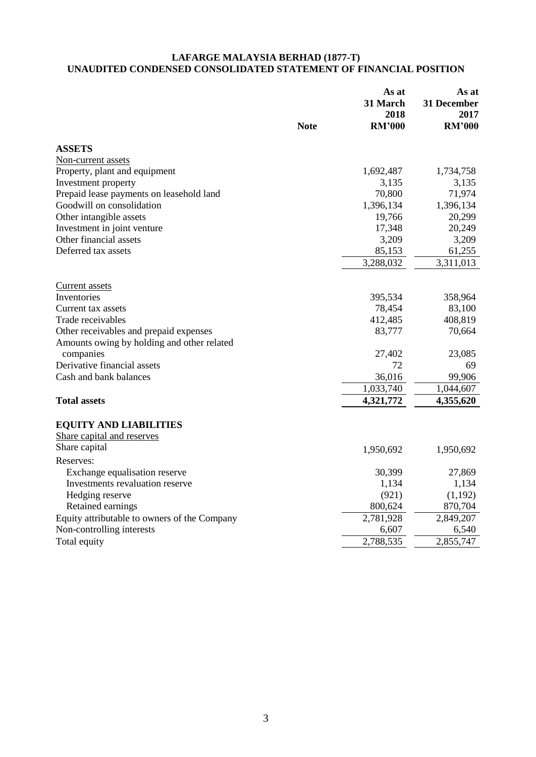# LAFARGE MALAYSIA BERHAD (1877-T)
## UNAUDITED CONDENSED CONSOLIDATED STATEMENT OF FINANCIAL POSITION

| | Note | As at 31 March 2018 RM'000 | As at 31 December 2017 RM'000 |
|---|---|---|---|
| **ASSETS** | | | |
| Non-current assets | | | |
| Property, plant and equipment | | 1,692,487 | 1,734,758 |
| Investment property | | 3,135 | 3,135 |
| Prepaid lease payments on leasehold land | | 70,800 | 71,974 |
| Goodwill on consolidation | | 1,396,134 | 1,396,134 |
| Other intangible assets | | 19,766 | 20,299 |
| Investment in joint venture | | 17,348 | 20,249 |
| Other financial assets | | 3,209 | 3,209 |
| Deferred tax assets | | 85,153 | 61,255 |
| | | 3,288,032 | 3,311,013 |
| Current assets | | | |
| Inventories | | 395,534 | 358,964 |
| Current tax assets | | 78,454 | 83,100 |
| Trade receivables | | 412,485 | 408,819 |
| Other receivables and prepaid expenses | | 83,777 | 70,664 |
| Amounts owing by holding and other related companies | | 27,402 | 23,085 |
| Derivative financial assets | | 72 | 69 |
| Cash and bank balances | | 36,016 | 99,906 |
| | | 1,033,740 | 1,044,607 |
| **Total assets** | | **4,321,772** | **4,355,620** |
| **EQUITY AND LIABILITIES** | | | |
| Share capital and reserves | | | |
| Share capital | | 1,950,692 | 1,950,692 |
| Reserves: | | | |
| Exchange equalisation reserve | | 30,399 | 27,869 |
| Investments revaluation reserve | | 1,134 | 1,134 |
| Hedging reserve | | (921) | (1,192) |
| Retained earnings | | 800,624 | 870,704 |
| Equity attributable to owners of the Company | | 2,781,928 | 2,849,207 |
| Non-controlling interests | | 6,607 | 6,540 |
| Total equity | | 2,788,535 | 2,855,747 |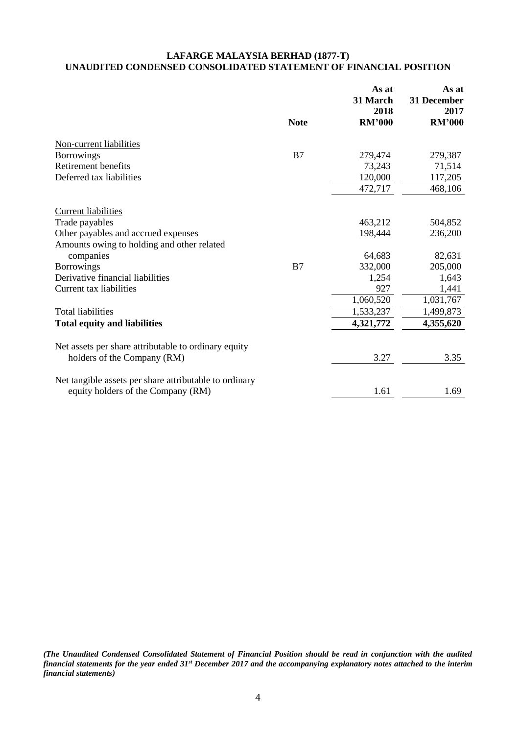**LAFARGE MALAYSIA BERHAD (1877-T)**
**UNAUDITED CONDENSED CONSOLIDATED STATEMENT OF FINANCIAL POSITION**

| | Note | As at 31 March 2018 RM'000 | As at 31 December 2017 RM'000 |
|---|---|---|---|
| Non-current liabilities | | | |
| Borrowings | B7 | 279,474 | 279,387 |
| Retirement benefits | | 73,243 | 71,514 |
| Deferred tax liabilities | | 120,000 | 117,205 |
| | | 472,717 | 468,106 |
| Current liabilities | | | |
| Trade payables | | 463,212 | 504,852 |
| Other payables and accrued expenses | | 198,444 | 236,200 |
| Amounts owing to holding and other related companies | | 64,683 | 82,631 |
| Borrowings | B7 | 332,000 | 205,000 |
| Derivative financial liabilities | | 1,254 | 1,643 |
| Current tax liabilities | | 927 | 1,441 |
| | | 1,060,520 | 1,031,767 |
| Total liabilities | | 1,533,237 | 1,499,873 |
| **Total equity and liabilities** | | **4,321,772** | **4,355,620** |
| Net assets per share attributable to ordinary equity holders of the Company (RM) | | 3.27 | 3.35 |
| Net tangible assets per share attributable to ordinary equity holders of the Company (RM) | | 1.61 | 1.69 |

*(The Unaudited Condensed Consolidated Statement of Financial Position should be read in conjunction with the audited financial statements for the year ended 31st December 2017 and the accompanying explanatory notes attached to the interim financial statements)*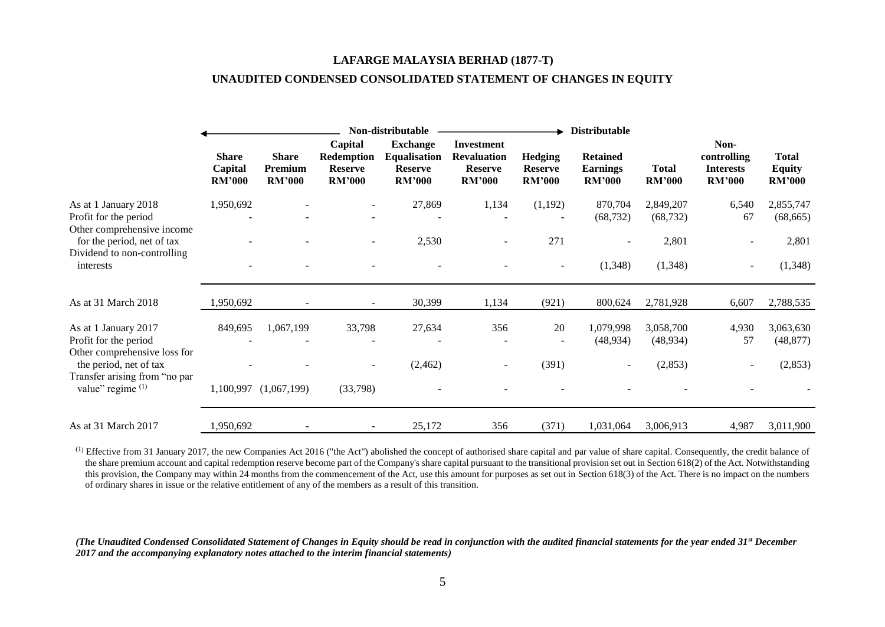**LAFARGE MALAYSIA BERHAD (1877-T)**

**UNAUDITED CONDENSED CONSOLIDATED STATEMENT OF CHANGES IN EQUITY**

| | Non-distributable | | | | | | Distributable | | | |
|---|---|---|---|---|---|---|---|---|---|---|
| | **Share Capital RM'000** | **Share Premium RM'000** | **Capital Redemption Reserve RM'000** | **Exchange Equalisation Reserve RM'000** | **Investment Revaluation Reserve RM'000** | **Hedging Reserve RM'000** | **Retained Earnings RM'000** | **Total RM'000** | **Non-controlling Interests RM'000** | **Total Equity RM'000** |
| As at 1 January 2018 | 1,950,692 | - | - | 27,869 | 1,134 | (1,192) | 870,704 | 2,849,207 | 6,540 | 2,855,747 |
| Profit for the period | - | - | - | - | - | - | (68,732) | (68,732) | 67 | (68,665) |
| Other comprehensive income for the period, net of tax | - | - | - | 2,530 | - | 271 | - | 2,801 | - | 2,801 |
| Dividend to non-controlling interests | - | - | - | - | - | - | (1,348) | (1,348) | - | (1,348) |
| As at 31 March 2018 | 1,950,692 | - | - | 30,399 | 1,134 | (921) | 800,624 | 2,781,928 | 6,607 | 2,788,535 |
| As at 1 January 2017 | 849,695 | 1,067,199 | 33,798 | 27,634 | 356 | 20 | 1,079,998 | 3,058,700 | 4,930 | 3,063,630 |
| Profit for the period | - | - | - | - | - | - | (48,934) | (48,934) | 57 | (48,877) |
| Other comprehensive loss for the period, net of tax | - | - | - | (2,462) | - | (391) | - | (2,853) | - | (2,853) |
| Transfer arising from "no par value" regime [1] | 1,100,997 | (1,067,199) | (33,798) | - | - | - | - | - | - | - |
| As at 31 March 2017 | 1,950,692 | - | - | 25,172 | 356 | (371) | 1,031,064 | 3,006,913 | 4,987 | 3,011,900 |

[1] Effective from 31 January 2017, the new Companies Act 2016 ("the Act") abolished the concept of authorised share capital and par value of share capital. Consequently, the credit balance of the share premium account and capital redemption reserve become part of the Company's share capital pursuant to the transitional provision set out in Section 618(2) of the Act. Notwithstanding this provision, the Company may within 24 months from the commencement of the Act, use this amount for purposes as set out in Section 618(3) of the Act. There is no impact on the numbers of ordinary shares in issue or the relative entitlement of any of the members as a result of this transition.

***(The Unaudited Condensed Consolidated Statement of Changes in Equity should be read in conjunction with the audited financial statements for the year ended 31st December 2017 and the accompanying explanatory notes attached to the interim financial statements)***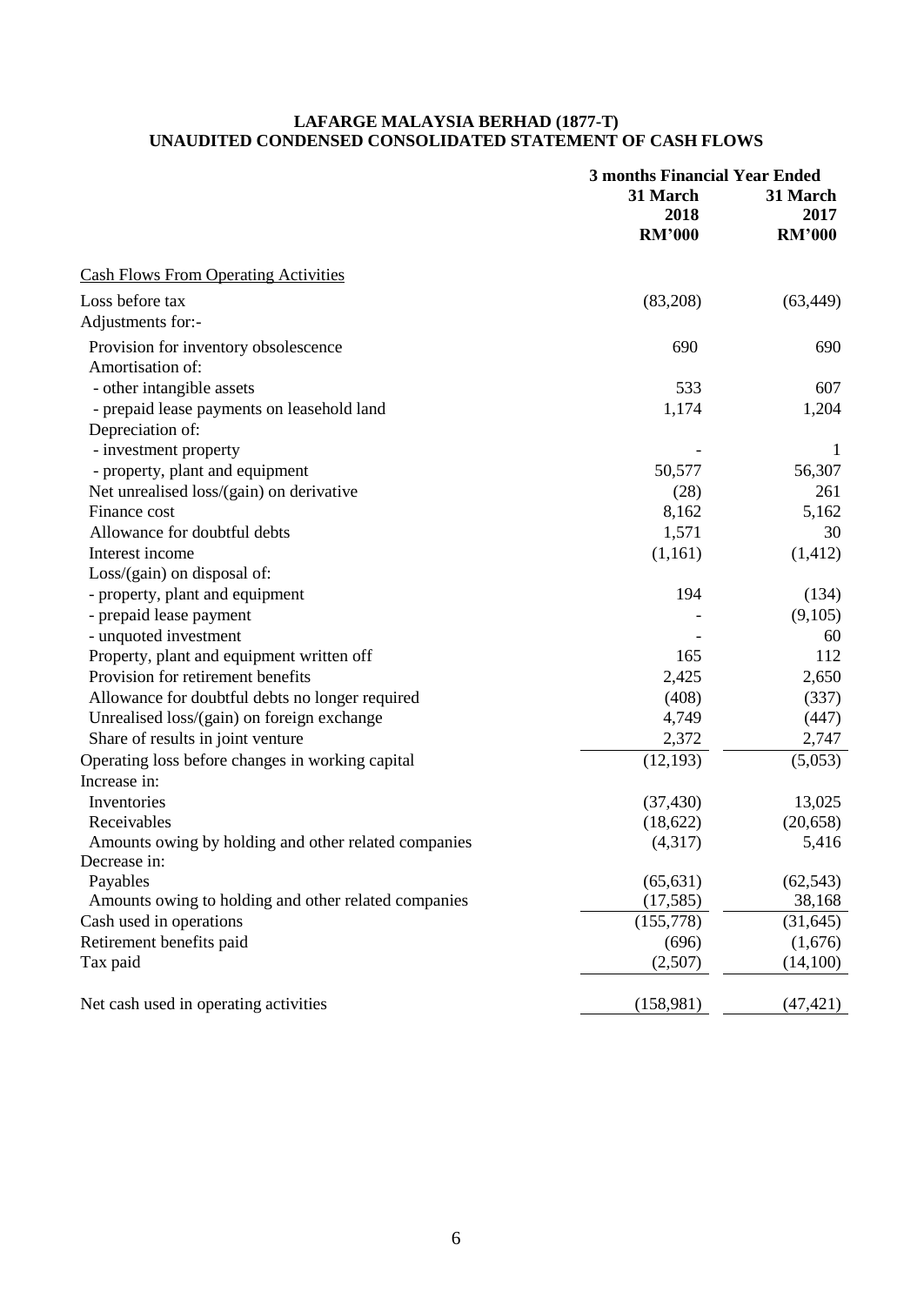**LAFARGE MALAYSIA BERHAD (1877-T)**
**UNAUDITED CONDENSED CONSOLIDATED STATEMENT OF CASH FLOWS**

| | 3 months Financial Year Ended | |
|---|---|---|
| | 31 March 2018 RM'000 | 31 March 2017 RM'000 |
| Cash Flows From Operating Activities | | |
| Loss before tax | (83,208) | (63,449) |
| Adjustments for:- | | |
| Provision for inventory obsolescence | 690 | 690 |
| Amortisation of: | | |
| - other intangible assets | 533 | 607 |
| - prepaid lease payments on leasehold land | 1,174 | 1,204 |
| Depreciation of: | | |
| - investment property | - | 1 |
| - property, plant and equipment | 50,577 | 56,307 |
| Net unrealised loss/(gain) on derivative | (28) | 261 |
| Finance cost | 8,162 | 5,162 |
| Allowance for doubtful debts | 1,571 | 30 |
| Interest income | (1,161) | (1,412) |
| Loss/(gain) on disposal of: | | |
| - property, plant and equipment | 194 | (134) |
| - prepaid lease payment | - | (9,105) |
| - unquoted investment | - | 60 |
| Property, plant and equipment written off | 165 | 112 |
| Provision for retirement benefits | 2,425 | 2,650 |
| Allowance for doubtful debts no longer required | (408) | (337) |
| Unrealised loss/(gain) on foreign exchange | 4,749 | (447) |
| Share of results in joint venture | 2,372 | 2,747 |
| Operating loss before changes in working capital | (12,193) | (5,053) |
| Increase in: | | |
| Inventories | (37,430) | 13,025 |
| Receivables | (18,622) | (20,658) |
| Amounts owing by holding and other related companies | (4,317) | 5,416 |
| Decrease in: | | |
| Payables | (65,631) | (62,543) |
| Amounts owing to holding and other related companies | (17,585) | 38,168 |
| Cash used in operations | (155,778) | (31,645) |
| Retirement benefits paid | (696) | (1,676) |
| Tax paid | (2,507) | (14,100) |
| Net cash used in operating activities | (158,981) | (47,421) |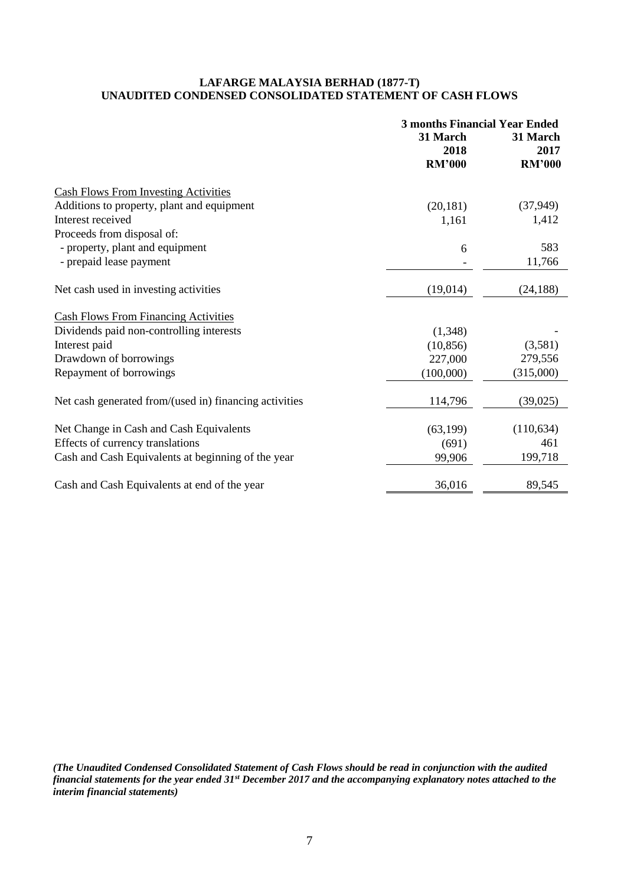**LAFARGE MALAYSIA BERHAD (1877-T)**
**UNAUDITED CONDENSED CONSOLIDATED STATEMENT OF CASH FLOWS**

| | 3 months Financial Year Ended | |
|---|---|---|
| | **31 March 2018 RM'000** | **31 March 2017 RM'000** |
| Cash Flows From Investing Activities | | |
| Additions to property, plant and equipment | (20,181) | (37,949) |
| Interest received | 1,161 | 1,412 |
| Proceeds from disposal of: | | |
| - property, plant and equipment | 6 | 583 |
| - prepaid lease payment | - | 11,766 |
| Net cash used in investing activities | (19,014) | (24,188) |
| Cash Flows From Financing Activities | | |
| Dividends paid non-controlling interests | (1,348) | - |
| Interest paid | (10,856) | (3,581) |
| Drawdown of borrowings | 227,000 | 279,556 |
| Repayment of borrowings | (100,000) | (315,000) |
| Net cash generated from/(used in) financing activities | 114,796 | (39,025) |
| Net Change in Cash and Cash Equivalents | (63,199) | (110,634) |
| Effects of currency translations | (691) | 461 |
| Cash and Cash Equivalents at beginning of the year | 99,906 | 199,718 |
| Cash and Cash Equivalents at end of the year | 36,016 | 89,545 |

*(The Unaudited Condensed Consolidated Statement of Cash Flows should be read in conjunction with the audited financial statements for the year ended 31st December 2017 and the accompanying explanatory notes attached to the interim financial statements)*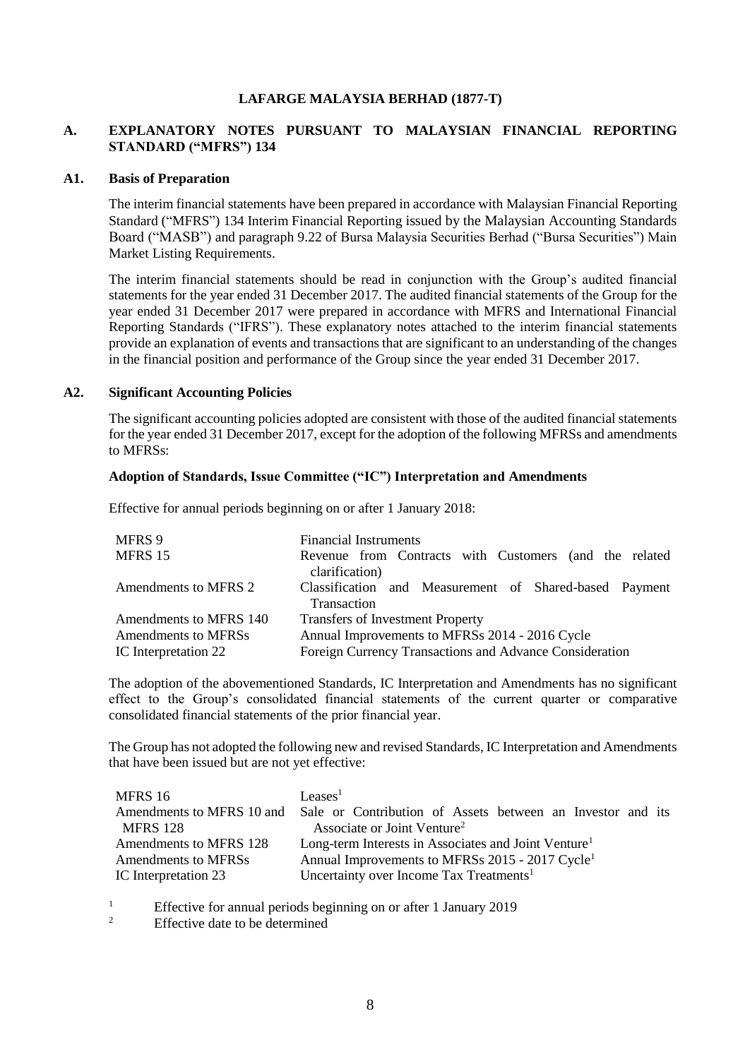**LAFARGE MALAYSIA BERHAD (1877-T)**

## A. EXPLANATORY NOTES PURSUANT TO MALAYSIAN FINANCIAL REPORTING STANDARD ("MFRS") 134

### A1. Basis of Preparation

The interim financial statements have been prepared in accordance with Malaysian Financial Reporting Standard ("MFRS") 134 Interim Financial Reporting issued by the Malaysian Accounting Standards Board ("MASB") and paragraph 9.22 of Bursa Malaysia Securities Berhad ("Bursa Securities") Main Market Listing Requirements.

The interim financial statements should be read in conjunction with the Group's audited financial statements for the year ended 31 December 2017. The audited financial statements of the Group for the year ended 31 December 2017 were prepared in accordance with MFRS and International Financial Reporting Standards ("IFRS"). These explanatory notes attached to the interim financial statements provide an explanation of events and transactions that are significant to an understanding of the changes in the financial position and performance of the Group since the year ended 31 December 2017.

### A2. Significant Accounting Policies

The significant accounting policies adopted are consistent with those of the audited financial statements for the year ended 31 December 2017, except for the adoption of the following MFRSs and amendments to MFRSs:

**Adoption of Standards, Issue Committee ("IC") Interpretation and Amendments**

Effective for annual periods beginning on or after 1 January 2018:

| | |
|---|---|
| MFRS 9 | Financial Instruments |
| MFRS 15 | Revenue from Contracts with Customers (and the related clarification) |
| Amendments to MFRS 2 | Classification and Measurement of Shared-based Payment Transaction |
| Amendments to MFRS 140 | Transfers of Investment Property |
| Amendments to MFRSs | Annual Improvements to MFRSs 2014 - 2016 Cycle |
| IC Interpretation 22 | Foreign Currency Transactions and Advance Consideration |

The adoption of the abovementioned Standards, IC Interpretation and Amendments has no significant effect to the Group's consolidated financial statements of the current quarter or comparative consolidated financial statements of the prior financial year.

The Group has not adopted the following new and revised Standards, IC Interpretation and Amendments that have been issued but are not yet effective:

| | |
|---|---|
| MFRS 16 | Leases[1] |
| Amendments to MFRS 10 and MFRS 128 | Sale or Contribution of Assets between an Investor and its Associate or Joint Venture[2] |
| Amendments to MFRS 128 | Long-term Interests in Associates and Joint Venture[1] |
| Amendments to MFRSs | Annual Improvements to MFRSs 2015 - 2017 Cycle[1] |
| IC Interpretation 23 | Uncertainty over Income Tax Treatments[1] |

[1] Effective for annual periods beginning on or after 1 January 2019

[2] Effective date to be determined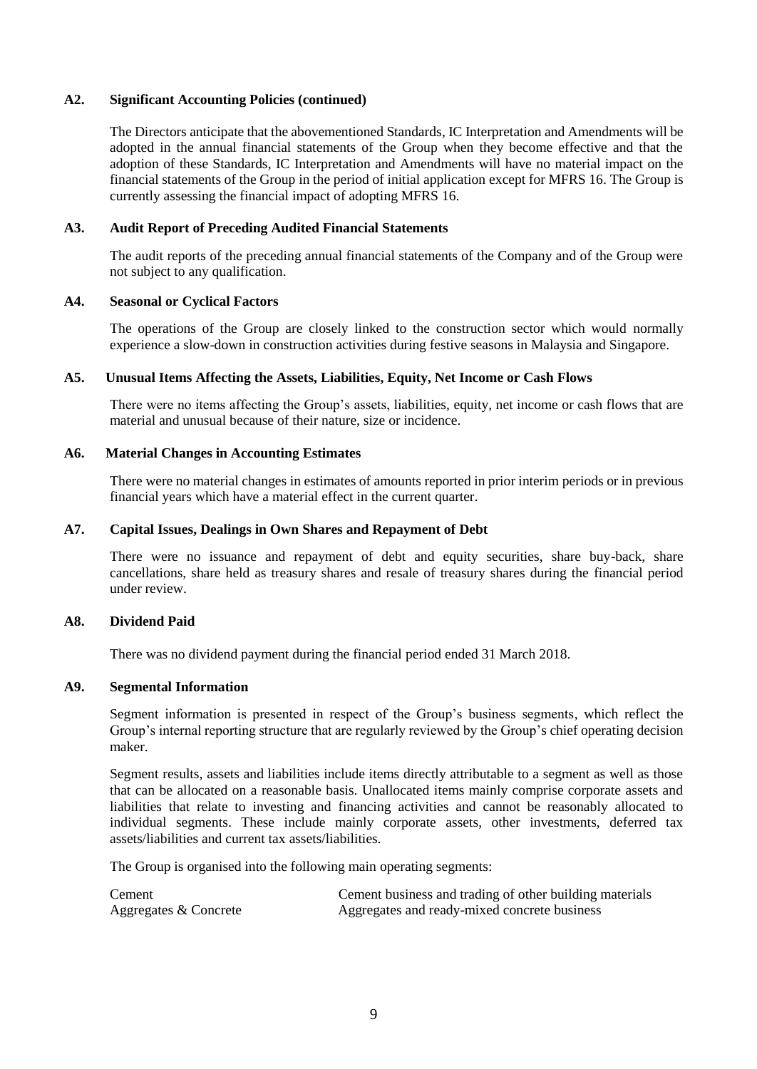### A2. Significant Accounting Policies (continued)

The Directors anticipate that the abovementioned Standards, IC Interpretation and Amendments will be adopted in the annual financial statements of the Group when they become effective and that the adoption of these Standards, IC Interpretation and Amendments will have no material impact on the financial statements of the Group in the period of initial application except for MFRS 16. The Group is currently assessing the financial impact of adopting MFRS 16.

### A3. Audit Report of Preceding Audited Financial Statements

The audit reports of the preceding annual financial statements of the Company and of the Group were not subject to any qualification.

### A4. Seasonal or Cyclical Factors

The operations of the Group are closely linked to the construction sector which would normally experience a slow-down in construction activities during festive seasons in Malaysia and Singapore.

### A5. Unusual Items Affecting the Assets, Liabilities, Equity, Net Income or Cash Flows

There were no items affecting the Group's assets, liabilities, equity, net income or cash flows that are material and unusual because of their nature, size or incidence.

### A6. Material Changes in Accounting Estimates

There were no material changes in estimates of amounts reported in prior interim periods or in previous financial years which have a material effect in the current quarter.

### A7. Capital Issues, Dealings in Own Shares and Repayment of Debt

There were no issuance and repayment of debt and equity securities, share buy-back, share cancellations, share held as treasury shares and resale of treasury shares during the financial period under review.

### A8. Dividend Paid

There was no dividend payment during the financial period ended 31 March 2018.

### A9. Segmental Information

Segment information is presented in respect of the Group's business segments, which reflect the Group's internal reporting structure that are regularly reviewed by the Group's chief operating decision maker.

Segment results, assets and liabilities include items directly attributable to a segment as well as those that can be allocated on a reasonable basis. Unallocated items mainly comprise corporate assets and liabilities that relate to investing and financing activities and cannot be reasonably allocated to individual segments. These include mainly corporate assets, other investments, deferred tax assets/liabilities and current tax assets/liabilities.

The Group is organised into the following main operating segments:

| | |
|---|---|
| Cement | Cement business and trading of other building materials |
| Aggregates & Concrete | Aggregates and ready-mixed concrete business |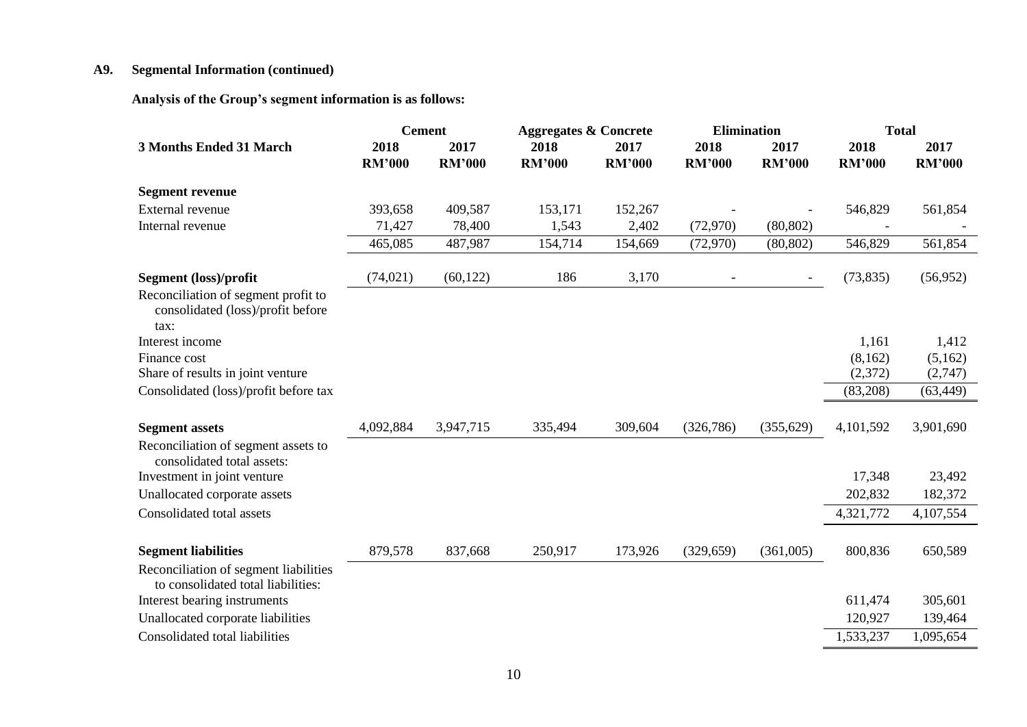## A9. Segmental Information (continued)

**Analysis of the Group's segment information is as follows:**

| | Cement | | Aggregates & Concrete | | Elimination | | Total | |
|---|---|---|---|---|---|---|---|---|
| **3 Months Ended 31 March** | **2018** | **2017** | **2018** | **2017** | **2018** | **2017** | **2018** | **2017** |
| | **RM'000** | **RM'000** | **RM'000** | **RM'000** | **RM'000** | **RM'000** | **RM'000** | **RM'000** |
| **Segment revenue** | | | | | | | | |
| External revenue | 393,658 | 409,587 | 153,171 | 152,267 | - | - | 546,829 | 561,854 |
| Internal revenue | 71,427 | 78,400 | 1,543 | 2,402 | (72,970) | (80,802) | - | - |
| | 465,085 | 487,987 | 154,714 | 154,669 | (72,970) | (80,802) | 546,829 | 561,854 |
| **Segment (loss)/profit** | (74,021) | (60,122) | 186 | 3,170 | - | - | (73,835) | (56,952) |
| Reconciliation of segment profit to consolidated (loss)/profit before tax: | | | | | | | | |
| Interest income | | | | | | | 1,161 | 1,412 |
| Finance cost | | | | | | | (8,162) | (5,162) |
| Share of results in joint venture | | | | | | | (2,372) | (2,747) |
| Consolidated (loss)/profit before tax | | | | | | | (83,208) | (63,449) |
| **Segment assets** | 4,092,884 | 3,947,715 | 335,494 | 309,604 | (326,786) | (355,629) | 4,101,592 | 3,901,690 |
| Reconciliation of segment assets to consolidated total assets: | | | | | | | | |
| Investment in joint venture | | | | | | | 17,348 | 23,492 |
| Unallocated corporate assets | | | | | | | 202,832 | 182,372 |
| Consolidated total assets | | | | | | | 4,321,772 | 4,107,554 |
| **Segment liabilities** | 879,578 | 837,668 | 250,917 | 173,926 | (329,659) | (361,005) | 800,836 | 650,589 |
| Reconciliation of segment liabilities to consolidated total liabilities: | | | | | | | | |
| Interest bearing instruments | | | | | | | 611,474 | 305,601 |
| Unallocated corporate liabilities | | | | | | | 120,927 | 139,464 |
| Consolidated total liabilities | | | | | | | 1,533,237 | 1,095,654 |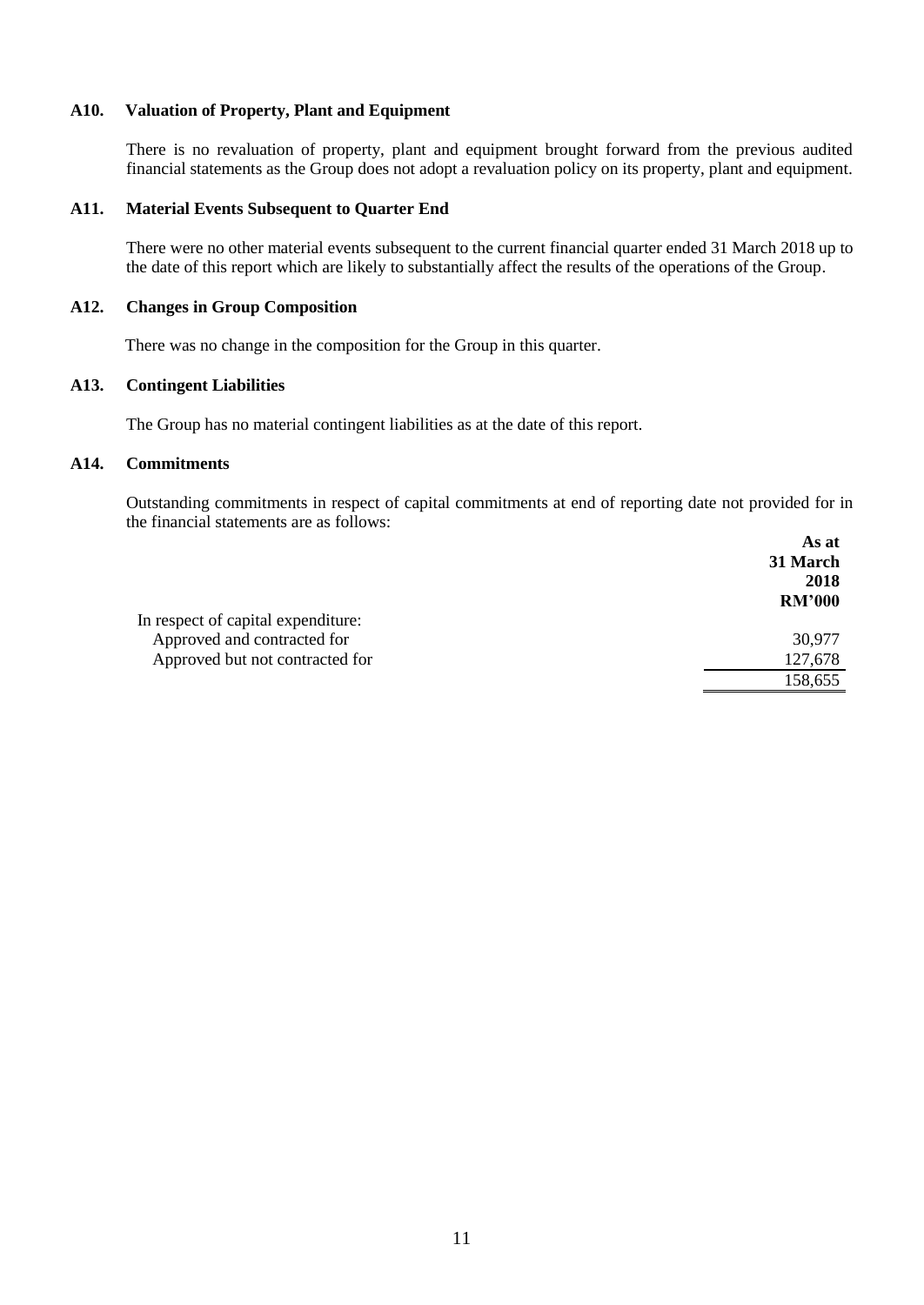### A10. Valuation of Property, Plant and Equipment

There is no revaluation of property, plant and equipment brought forward from the previous audited financial statements as the Group does not adopt a revaluation policy on its property, plant and equipment.

### A11. Material Events Subsequent to Quarter End

There were no other material events subsequent to the current financial quarter ended 31 March 2018 up to the date of this report which are likely to substantially affect the results of the operations of the Group.

### A12. Changes in Group Composition

There was no change in the composition for the Group in this quarter.

### A13. Contingent Liabilities

The Group has no material contingent liabilities as at the date of this report.

### A14. Commitments

Outstanding commitments in respect of capital commitments at end of reporting date not provided for in the financial statements are as follows:

| | **As at 31 March 2018 RM'000** |
|---|---|
| In respect of capital expenditure: | |
| Approved and contracted for | 30,977 |
| Approved but not contracted for | 127,678 |
| | 158,655 |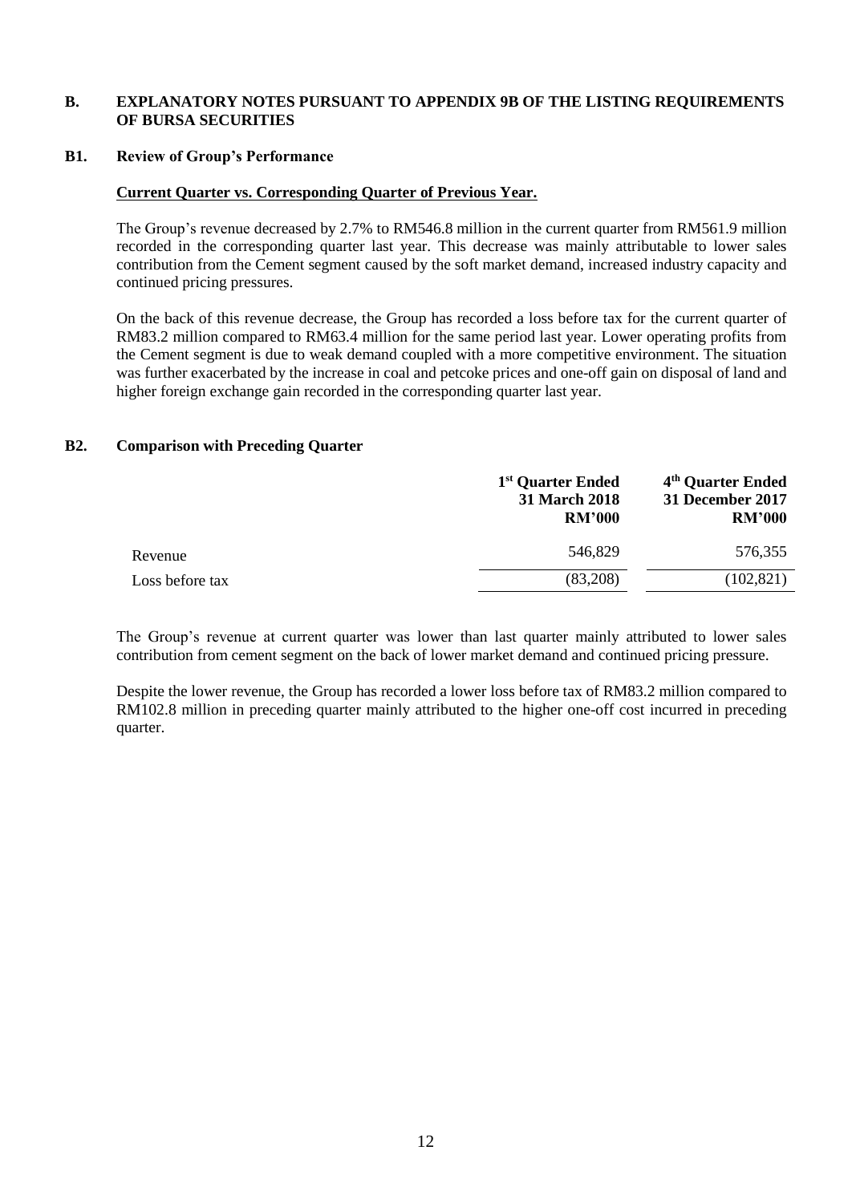## B. EXPLANATORY NOTES PURSUANT TO APPENDIX 9B OF THE LISTING REQUIREMENTS OF BURSA SECURITIES

### B1. Review of Group's Performance

**Current Quarter vs. Corresponding Quarter of Previous Year.**

The Group's revenue decreased by 2.7% to RM546.8 million in the current quarter from RM561.9 million recorded in the corresponding quarter last year. This decrease was mainly attributable to lower sales contribution from the Cement segment caused by the soft market demand, increased industry capacity and continued pricing pressures.

On the back of this revenue decrease, the Group has recorded a loss before tax for the current quarter of RM83.2 million compared to RM63.4 million for the same period last year. Lower operating profits from the Cement segment is due to weak demand coupled with a more competitive environment. The situation was further exacerbated by the increase in coal and petcoke prices and one-off gain on disposal of land and higher foreign exchange gain recorded in the corresponding quarter last year.

### B2. Comparison with Preceding Quarter

| | 1st Quarter Ended 31 March 2018 RM'000 | 4th Quarter Ended 31 December 2017 RM'000 |
|---|---|---|
| Revenue | 546,829 | 576,355 |
| Loss before tax | (83,208) | (102,821) |

The Group's revenue at current quarter was lower than last quarter mainly attributed to lower sales contribution from cement segment on the back of lower market demand and continued pricing pressure.

Despite the lower revenue, the Group has recorded a lower loss before tax of RM83.2 million compared to RM102.8 million in preceding quarter mainly attributed to the higher one-off cost incurred in preceding quarter.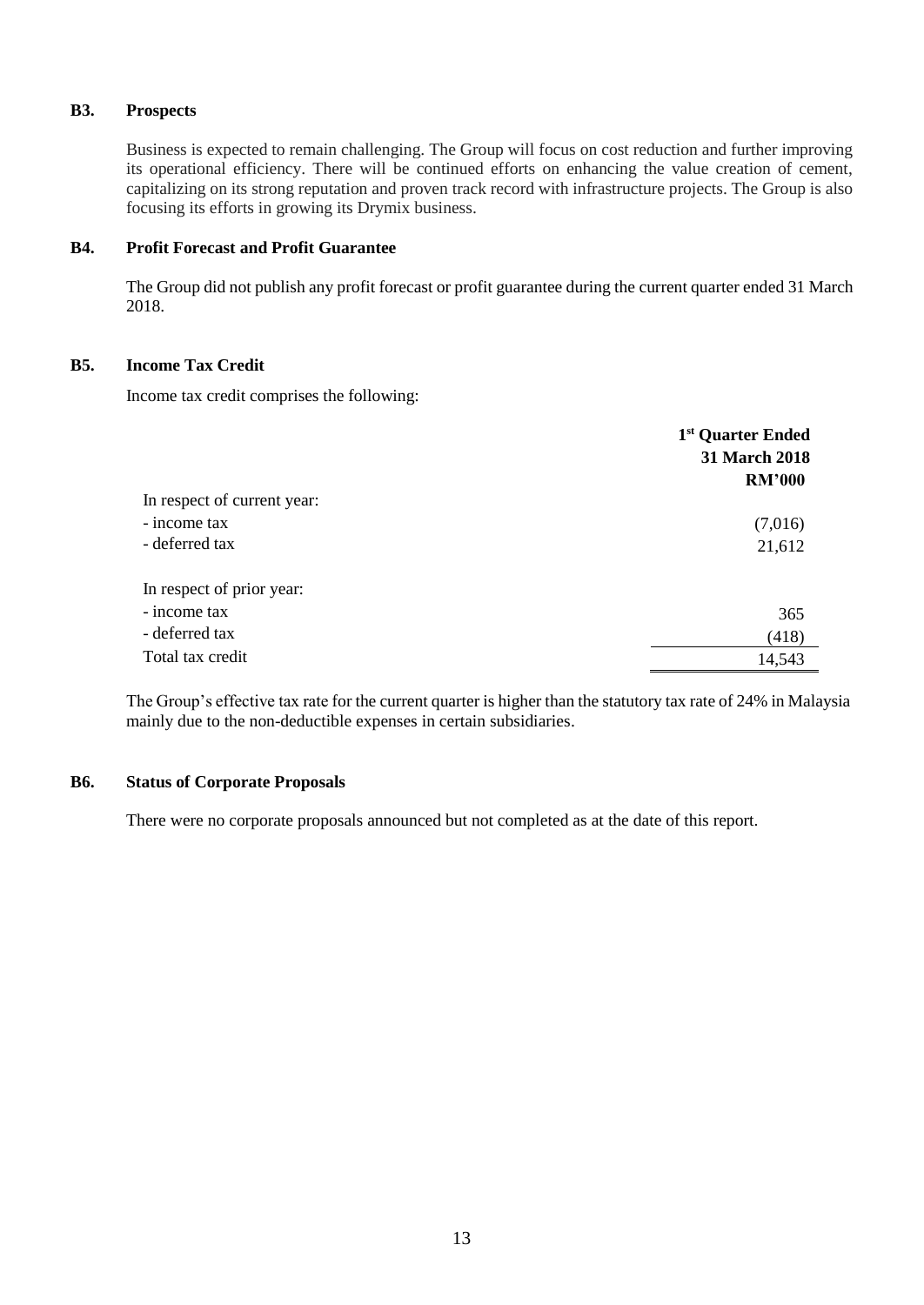### B3. Prospects

Business is expected to remain challenging. The Group will focus on cost reduction and further improving its operational efficiency. There will be continued efforts on enhancing the value creation of cement, capitalizing on its strong reputation and proven track record with infrastructure projects. The Group is also focusing its efforts in growing its Drymix business.

### B4. Profit Forecast and Profit Guarantee

The Group did not publish any profit forecast or profit guarantee during the current quarter ended 31 March 2018.

### B5. Income Tax Credit

Income tax credit comprises the following:

| | 1st Quarter Ended 31 March 2018 RM'000 |
|---|---:|
| In respect of current year: | |
| - income tax | (7,016) |
| - deferred tax | 21,612 |
| | |
| In respect of prior year: | |
| - income tax | 365 |
| - deferred tax | (418) |
| Total tax credit | 14,543 |

The Group's effective tax rate for the current quarter is higher than the statutory tax rate of 24% in Malaysia mainly due to the non-deductible expenses in certain subsidiaries.

### B6. Status of Corporate Proposals

There were no corporate proposals announced but not completed as at the date of this report.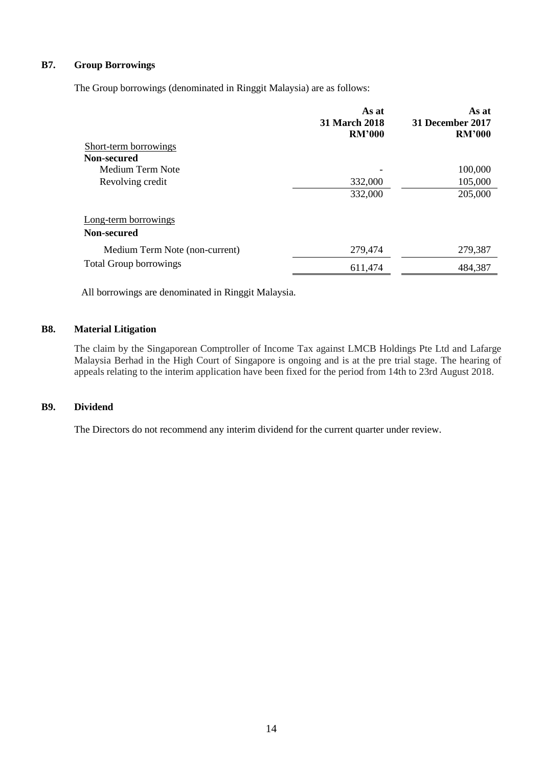### B7. Group Borrowings

The Group borrowings (denominated in Ringgit Malaysia) are as follows:

| | As at 31 March 2018 RM'000 | As at 31 December 2017 RM'000 |
|---|---|---|
| Short-term borrowings | | |
| **Non-secured** | | |
| Medium Term Note | - | 100,000 |
| Revolving credit | 332,000 | 105,000 |
| | 332,000 | 205,000 |
| Long-term borrowings | | |
| **Non-secured** | | |
| Medium Term Note (non-current) | 279,474 | 279,387 |
| Total Group borrowings | 611,474 | 484,387 |

All borrowings are denominated in Ringgit Malaysia.

### B8. Material Litigation

The claim by the Singaporean Comptroller of Income Tax against LMCB Holdings Pte Ltd and Lafarge Malaysia Berhad in the High Court of Singapore is ongoing and is at the pre trial stage. The hearing of appeals relating to the interim application have been fixed for the period from 14th to 23rd August 2018.

### B9. Dividend

The Directors do not recommend any interim dividend for the current quarter under review.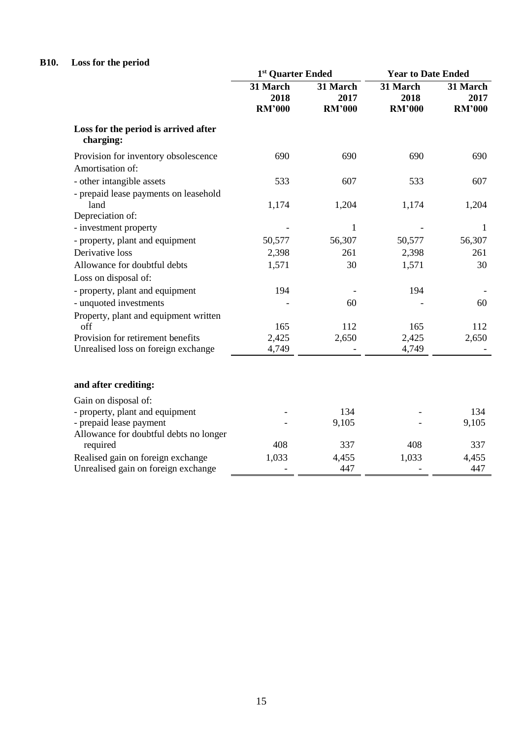## B10. Loss for the period

| | 1st Quarter Ended | | Year to Date Ended | |
|---|---|---|---|---|
| | 31 March 2018 RM'000 | 31 March 2017 RM'000 | 31 March 2018 RM'000 | 31 March 2017 RM'000 |
| **Loss for the period is arrived after charging:** | | | | |
| Provision for inventory obsolescence | 690 | 690 | 690 | 690 |
| Amortisation of: | | | | |
| - other intangible assets | 533 | 607 | 533 | 607 |
| - prepaid lease payments on leasehold land | 1,174 | 1,204 | 1,174 | 1,204 |
| Depreciation of: | | | | |
| - investment property | - | 1 | - | 1 |
| - property, plant and equipment | 50,577 | 56,307 | 50,577 | 56,307 |
| Derivative loss | 2,398 | 261 | 2,398 | 261 |
| Allowance for doubtful debts | 1,571 | 30 | 1,571 | 30 |
| Loss on disposal of: | | | | |
| - property, plant and equipment | 194 | - | 194 | - |
| - unquoted investments | - | 60 | - | 60 |
| Property, plant and equipment written off | 165 | 112 | 165 | 112 |
| Provision for retirement benefits | 2,425 | 2,650 | 2,425 | 2,650 |
| Unrealised loss on foreign exchange | 4,749 | - | 4,749 | - |
| **and after crediting:** | | | | |
| Gain on disposal of: | | | | |
| - property, plant and equipment | - | 134 | - | 134 |
| - prepaid lease payment | - | 9,105 | - | 9,105 |
| Allowance for doubtful debts no longer required | 408 | 337 | 408 | 337 |
| Realised gain on foreign exchange | 1,033 | 4,455 | 1,033 | 4,455 |
| Unrealised gain on foreign exchange | - | 447 | - | 447 |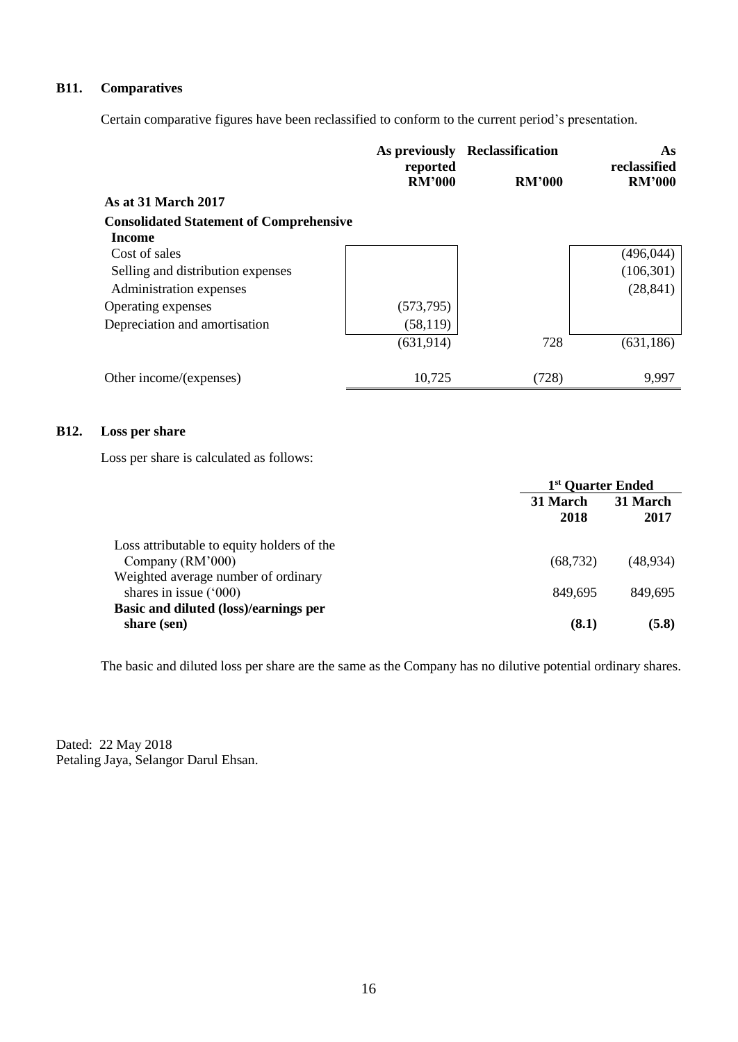### B11. Comparatives

Certain comparative figures have been reclassified to conform to the current period's presentation.

| | As previously reported RM'000 | Reclassification RM'000 | As reclassified RM'000 |
|---|---|---|---|
| **As at 31 March 2017** | | | |
| **Consolidated Statement of Comprehensive Income** | | | |
| Cost of sales | | | (496,044) |
| Selling and distribution expenses | | | (106,301) |
| Administration expenses | | | (28,841) |
| Operating expenses | (573,795) | | |
| Depreciation and amortisation | (58,119) | | |
| | (631,914) | 728 | (631,186) |
| Other income/(expenses) | 10,725 | (728) | 9,997 |

### B12. Loss per share

Loss per share is calculated as follows:

| | 1st Quarter Ended | |
|---|---|---|
| | **31 March 2018** | **31 March 2017** |
| Loss attributable to equity holders of the Company (RM'000) | (68,732) | (48,934) |
| Weighted average number of ordinary shares in issue ('000) | 849,695 | 849,695 |
| **Basic and diluted (loss)/earnings per share (sen)** | **(8.1)** | **(5.8)** |

The basic and diluted loss per share are the same as the Company has no dilutive potential ordinary shares.

Dated: 22 May 2018
Petaling Jaya, Selangor Darul Ehsan.